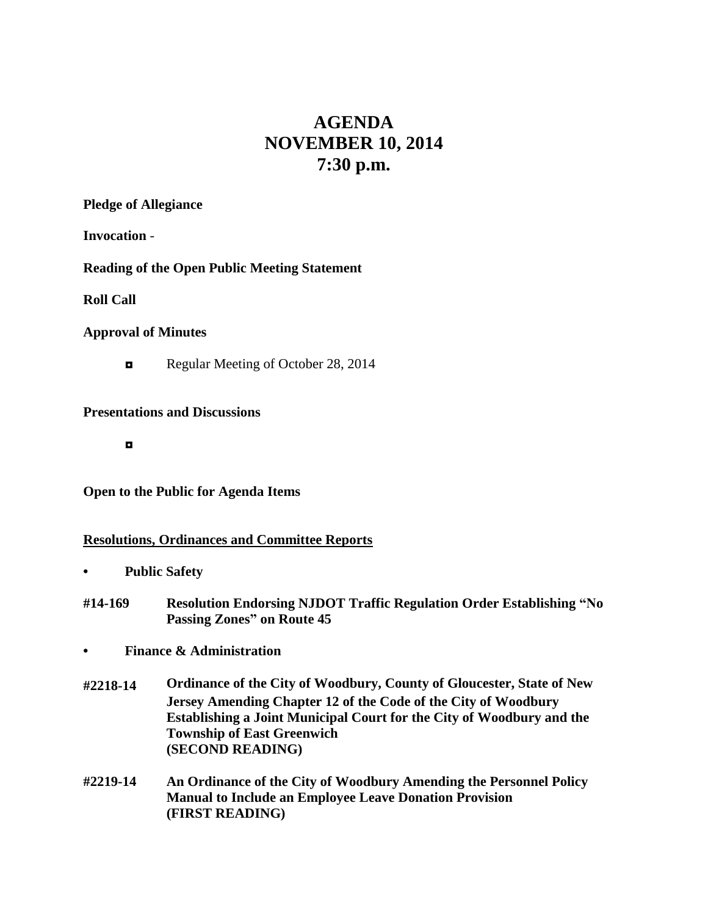# AGENDA
# NOVEMBER 10, 2014
# 7:30 p.m.

**Pledge of Allegiance**

**Invocation** -

**Reading of the Open Public Meeting Statement**

**Roll Call**

**Approval of Minutes**

- Regular Meeting of October 28, 2014

**Presentations and Discussions**

- 

**Open to the Public for Agenda Items**

**Resolutions, Ordinances and Committee Reports**

- **Public Safety**

**#14-169** **Resolution Endorsing NJDOT Traffic Regulation Order Establishing "No Passing Zones" on Route 45**

- **Finance & Administration**

**#2218-14** **Ordinance of the City of Woodbury, County of Gloucester, State of New Jersey Amending Chapter 12 of the Code of the City of Woodbury Establishing a Joint Municipal Court for the City of Woodbury and the Township of East Greenwich**
**(SECOND READING)**

**#2219-14** **An Ordinance of the City of Woodbury Amending the Personnel Policy Manual to Include an Employee Leave Donation Provision**
**(FIRST READING)**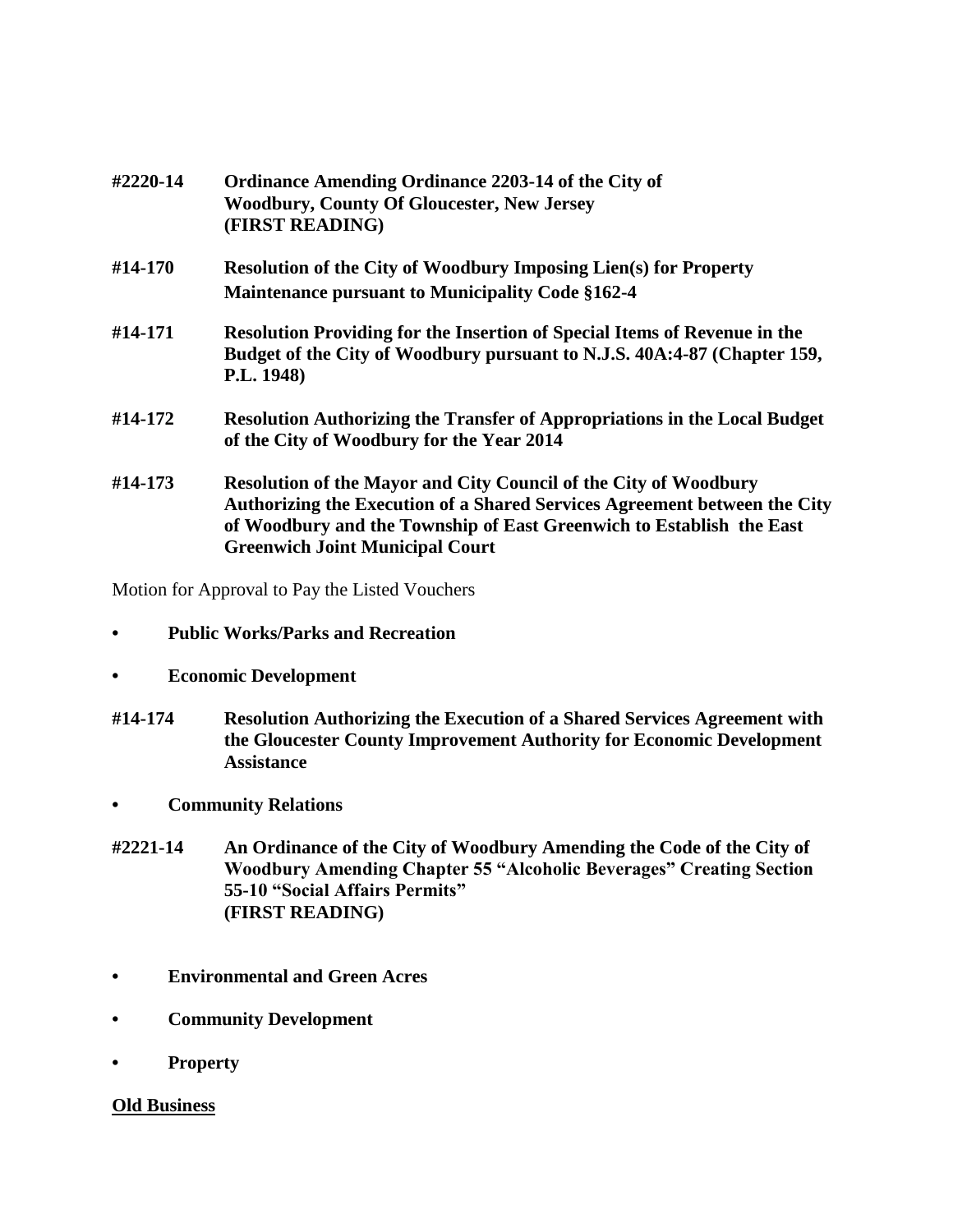**#2220-14 Ordinance Amending Ordinance 2203-14 of the City of Woodbury, County Of Gloucester, New Jersey (FIRST READING)**

**#14-170 Resolution of the City of Woodbury Imposing Lien(s) for Property Maintenance pursuant to Municipality Code §162-4**

**#14-171 Resolution Providing for the Insertion of Special Items of Revenue in the Budget of the City of Woodbury pursuant to N.J.S. 40A:4-87 (Chapter 159, P.L. 1948)**

**#14-172 Resolution Authorizing the Transfer of Appropriations in the Local Budget of the City of Woodbury for the Year 2014**

**#14-173 Resolution of the Mayor and City Council of the City of Woodbury Authorizing the Execution of a Shared Services Agreement between the City of Woodbury and the Township of East Greenwich to Establish the East Greenwich Joint Municipal Court**

Motion for Approval to Pay the Listed Vouchers

- **Public Works/Parks and Recreation**
- **Economic Development**

**#14-174 Resolution Authorizing the Execution of a Shared Services Agreement with the Gloucester County Improvement Authority for Economic Development Assistance**

- **Community Relations**

**#2221-14 An Ordinance of the City of Woodbury Amending the Code of the City of Woodbury Amending Chapter 55 "Alcoholic Beverages" Creating Section 55-10 "Social Affairs Permits" (FIRST READING)**

- **Environmental and Green Acres**
- **Community Development**
- **Property**

**Old Business**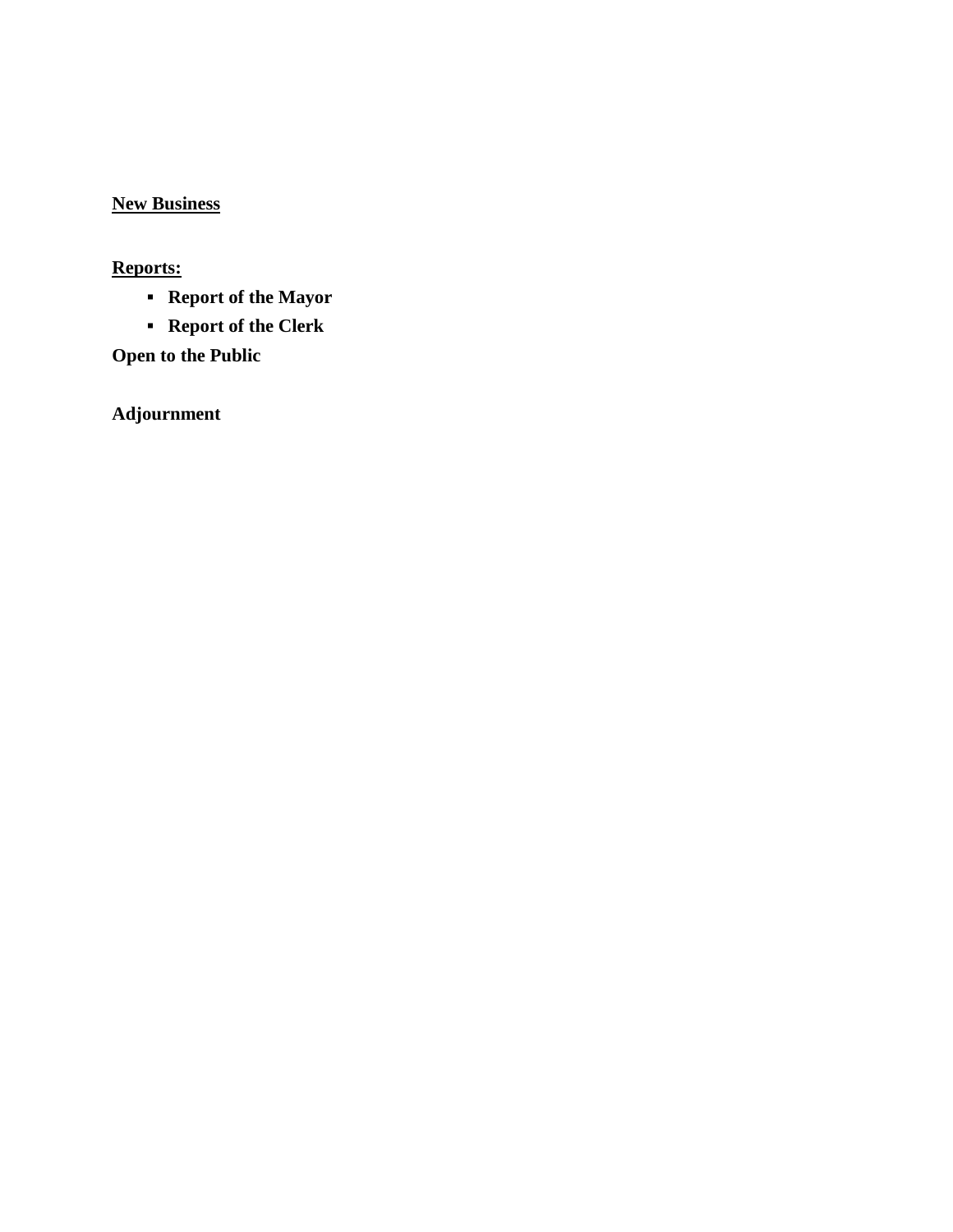**New Business**

**Reports:**

- **Report of the Mayor**
- **Report of the Clerk**

**Open to the Public**

**Adjournment**